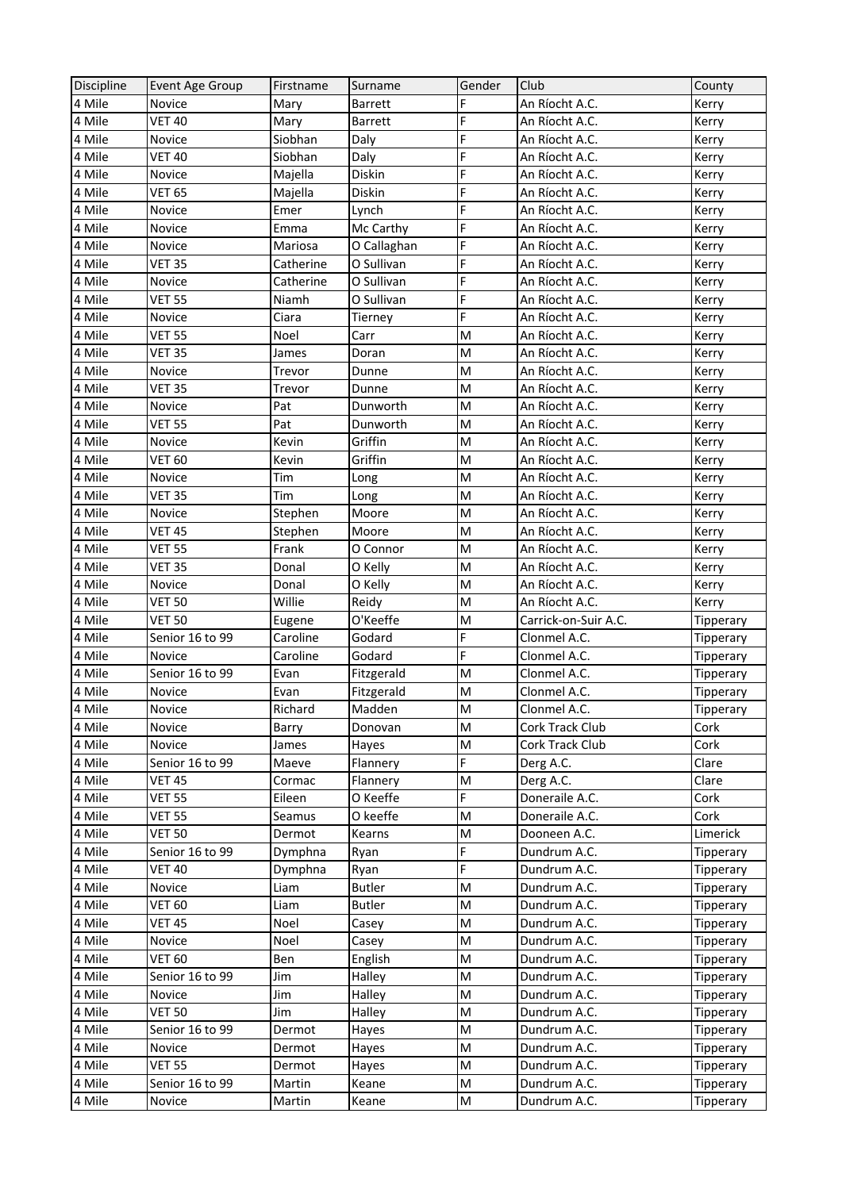| Discipline | Event Age Group | Firstname | Surname | Gender | Club | County |
|---|---|---|---|---|---|---|
| 4 Mile | Novice | Mary | Barrett | F | An Ríocht A.C. | Kerry |
| 4 Mile | VET 40 | Mary | Barrett | F | An Ríocht A.C. | Kerry |
| 4 Mile | Novice | Siobhan | Daly | F | An Ríocht A.C. | Kerry |
| 4 Mile | VET 40 | Siobhan | Daly | F | An Ríocht A.C. | Kerry |
| 4 Mile | Novice | Majella | Diskin | F | An Ríocht A.C. | Kerry |
| 4 Mile | VET 65 | Majella | Diskin | F | An Ríocht A.C. | Kerry |
| 4 Mile | Novice | Emer | Lynch | F | An Ríocht A.C. | Kerry |
| 4 Mile | Novice | Emma | Mc Carthy | F | An Ríocht A.C. | Kerry |
| 4 Mile | Novice | Mariosa | O Callaghan | F | An Ríocht A.C. | Kerry |
| 4 Mile | VET 35 | Catherine | O Sullivan | F | An Ríocht A.C. | Kerry |
| 4 Mile | Novice | Catherine | O Sullivan | F | An Ríocht A.C. | Kerry |
| 4 Mile | VET 55 | Niamh | O Sullivan | F | An Ríocht A.C. | Kerry |
| 4 Mile | Novice | Ciara | Tierney | F | An Ríocht A.C. | Kerry |
| 4 Mile | VET 55 | Noel | Carr | M | An Ríocht A.C. | Kerry |
| 4 Mile | VET 35 | James | Doran | M | An Ríocht A.C. | Kerry |
| 4 Mile | Novice | Trevor | Dunne | M | An Ríocht A.C. | Kerry |
| 4 Mile | VET 35 | Trevor | Dunne | M | An Ríocht A.C. | Kerry |
| 4 Mile | Novice | Pat | Dunworth | M | An Ríocht A.C. | Kerry |
| 4 Mile | VET 55 | Pat | Dunworth | M | An Ríocht A.C. | Kerry |
| 4 Mile | Novice | Kevin | Griffin | M | An Ríocht A.C. | Kerry |
| 4 Mile | VET 60 | Kevin | Griffin | M | An Ríocht A.C. | Kerry |
| 4 Mile | Novice | Tim | Long | M | An Ríocht A.C. | Kerry |
| 4 Mile | VET 35 | Tim | Long | M | An Ríocht A.C. | Kerry |
| 4 Mile | Novice | Stephen | Moore | M | An Ríocht A.C. | Kerry |
| 4 Mile | VET 45 | Stephen | Moore | M | An Ríocht A.C. | Kerry |
| 4 Mile | VET 55 | Frank | O Connor | M | An Ríocht A.C. | Kerry |
| 4 Mile | VET 35 | Donal | O Kelly | M | An Ríocht A.C. | Kerry |
| 4 Mile | Novice | Donal | O Kelly | M | An Ríocht A.C. | Kerry |
| 4 Mile | VET 50 | Willie | Reidy | M | An Ríocht A.C. | Kerry |
| 4 Mile | VET 50 | Eugene | O'Keeffe | M | Carrick-on-Suir A.C. | Tipperary |
| 4 Mile | Senior 16 to 99 | Caroline | Godard | F | Clonmel A.C. | Tipperary |
| 4 Mile | Novice | Caroline | Godard | F | Clonmel A.C. | Tipperary |
| 4 Mile | Senior 16 to 99 | Evan | Fitzgerald | M | Clonmel A.C. | Tipperary |
| 4 Mile | Novice | Evan | Fitzgerald | M | Clonmel A.C. | Tipperary |
| 4 Mile | Novice | Richard | Madden | M | Clonmel A.C. | Tipperary |
| 4 Mile | Novice | Barry | Donovan | M | Cork Track Club | Cork |
| 4 Mile | Novice | James | Hayes | M | Cork Track Club | Cork |
| 4 Mile | Senior 16 to 99 | Maeve | Flannery | F | Derg A.C. | Clare |
| 4 Mile | VET 45 | Cormac | Flannery | M | Derg A.C. | Clare |
| 4 Mile | VET 55 | Eileen | O Keeffe | F | Doneraile A.C. | Cork |
| 4 Mile | VET 55 | Seamus | O keeffe | M | Doneraile A.C. | Cork |
| 4 Mile | VET 50 | Dermot | Kearns | M | Dooneen A.C. | Limerick |
| 4 Mile | Senior 16 to 99 | Dymphna | Ryan | F | Dundrum A.C. | Tipperary |
| 4 Mile | VET 40 | Dymphna | Ryan | F | Dundrum A.C. | Tipperary |
| 4 Mile | Novice | Liam | Butler | M | Dundrum A.C. | Tipperary |
| 4 Mile | VET 60 | Liam | Butler | M | Dundrum A.C. | Tipperary |
| 4 Mile | VET 45 | Noel | Casey | M | Dundrum A.C. | Tipperary |
| 4 Mile | Novice | Noel | Casey | M | Dundrum A.C. | Tipperary |
| 4 Mile | VET 60 | Ben | English | M | Dundrum A.C. | Tipperary |
| 4 Mile | Senior 16 to 99 | Jim | Halley | M | Dundrum A.C. | Tipperary |
| 4 Mile | Novice | Jim | Halley | M | Dundrum A.C. | Tipperary |
| 4 Mile | VET 50 | Jim | Halley | M | Dundrum A.C. | Tipperary |
| 4 Mile | Senior 16 to 99 | Dermot | Hayes | M | Dundrum A.C. | Tipperary |
| 4 Mile | Novice | Dermot | Hayes | M | Dundrum A.C. | Tipperary |
| 4 Mile | VET 55 | Dermot | Hayes | M | Dundrum A.C. | Tipperary |
| 4 Mile | Senior 16 to 99 | Martin | Keane | M | Dundrum A.C. | Tipperary |
| 4 Mile | Novice | Martin | Keane | M | Dundrum A.C. | Tipperary |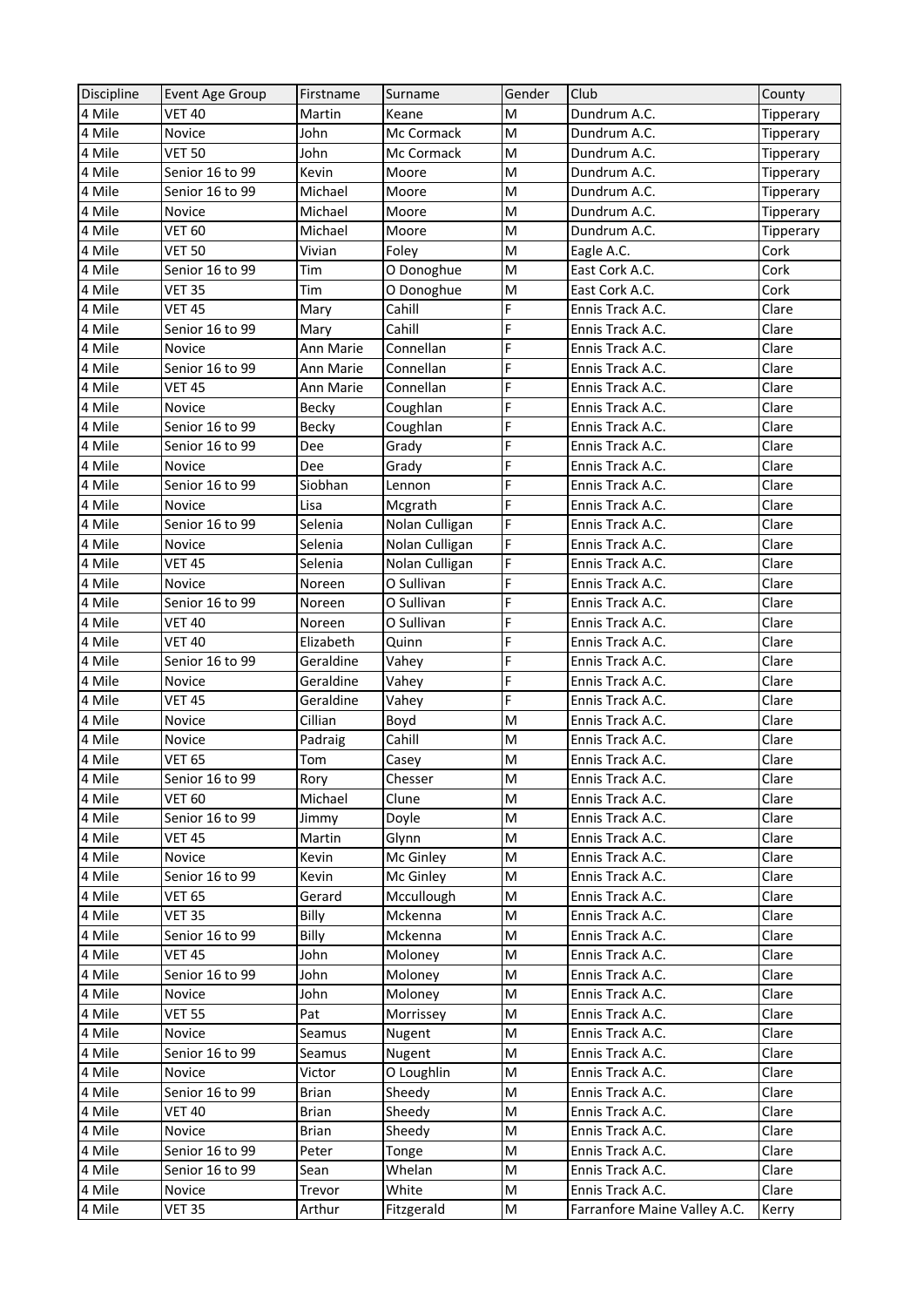| Discipline | Event Age Group | Firstname | Surname | Gender | Club | County |
| --- | --- | --- | --- | --- | --- | --- |
| 4 Mile | VET 40 | Martin | Keane | M | Dundrum A.C. | Tipperary |
| 4 Mile | Novice | John | Mc Cormack | M | Dundrum A.C. | Tipperary |
| 4 Mile | VET 50 | John | Mc Cormack | M | Dundrum A.C. | Tipperary |
| 4 Mile | Senior 16 to 99 | Kevin | Moore | M | Dundrum A.C. | Tipperary |
| 4 Mile | Senior 16 to 99 | Michael | Moore | M | Dundrum A.C. | Tipperary |
| 4 Mile | Novice | Michael | Moore | M | Dundrum A.C. | Tipperary |
| 4 Mile | VET 60 | Michael | Moore | M | Dundrum A.C. | Tipperary |
| 4 Mile | VET 50 | Vivian | Foley | M | Eagle A.C. | Cork |
| 4 Mile | Senior 16 to 99 | Tim | O Donoghue | M | East Cork A.C. | Cork |
| 4 Mile | VET 35 | Tim | O Donoghue | M | East Cork A.C. | Cork |
| 4 Mile | VET 45 | Mary | Cahill | F | Ennis Track A.C. | Clare |
| 4 Mile | Senior 16 to 99 | Mary | Cahill | F | Ennis Track A.C. | Clare |
| 4 Mile | Novice | Ann Marie | Connellan | F | Ennis Track A.C. | Clare |
| 4 Mile | Senior 16 to 99 | Ann Marie | Connellan | F | Ennis Track A.C. | Clare |
| 4 Mile | VET 45 | Ann Marie | Connellan | F | Ennis Track A.C. | Clare |
| 4 Mile | Novice | Becky | Coughlan | F | Ennis Track A.C. | Clare |
| 4 Mile | Senior 16 to 99 | Becky | Coughlan | F | Ennis Track A.C. | Clare |
| 4 Mile | Senior 16 to 99 | Dee | Grady | F | Ennis Track A.C. | Clare |
| 4 Mile | Novice | Dee | Grady | F | Ennis Track A.C. | Clare |
| 4 Mile | Senior 16 to 99 | Siobhan | Lennon | F | Ennis Track A.C. | Clare |
| 4 Mile | Novice | Lisa | Mcgrath | F | Ennis Track A.C. | Clare |
| 4 Mile | Senior 16 to 99 | Selenia | Nolan Culligan | F | Ennis Track A.C. | Clare |
| 4 Mile | Novice | Selenia | Nolan Culligan | F | Ennis Track A.C. | Clare |
| 4 Mile | VET 45 | Selenia | Nolan Culligan | F | Ennis Track A.C. | Clare |
| 4 Mile | Novice | Noreen | O Sullivan | F | Ennis Track A.C. | Clare |
| 4 Mile | Senior 16 to 99 | Noreen | O Sullivan | F | Ennis Track A.C. | Clare |
| 4 Mile | VET 40 | Noreen | O Sullivan | F | Ennis Track A.C. | Clare |
| 4 Mile | VET 40 | Elizabeth | Quinn | F | Ennis Track A.C. | Clare |
| 4 Mile | Senior 16 to 99 | Geraldine | Vahey | F | Ennis Track A.C. | Clare |
| 4 Mile | Novice | Geraldine | Vahey | F | Ennis Track A.C. | Clare |
| 4 Mile | VET 45 | Geraldine | Vahey | F | Ennis Track A.C. | Clare |
| 4 Mile | Novice | Cillian | Boyd | M | Ennis Track A.C. | Clare |
| 4 Mile | Novice | Padraig | Cahill | M | Ennis Track A.C. | Clare |
| 4 Mile | VET 65 | Tom | Casey | M | Ennis Track A.C. | Clare |
| 4 Mile | Senior 16 to 99 | Rory | Chesser | M | Ennis Track A.C. | Clare |
| 4 Mile | VET 60 | Michael | Clune | M | Ennis Track A.C. | Clare |
| 4 Mile | Senior 16 to 99 | Jimmy | Doyle | M | Ennis Track A.C. | Clare |
| 4 Mile | VET 45 | Martin | Glynn | M | Ennis Track A.C. | Clare |
| 4 Mile | Novice | Kevin | Mc Ginley | M | Ennis Track A.C. | Clare |
| 4 Mile | Senior 16 to 99 | Kevin | Mc Ginley | M | Ennis Track A.C. | Clare |
| 4 Mile | VET 65 | Gerard | Mccullough | M | Ennis Track A.C. | Clare |
| 4 Mile | VET 35 | Billy | Mckenna | M | Ennis Track A.C. | Clare |
| 4 Mile | Senior 16 to 99 | Billy | Mckenna | M | Ennis Track A.C. | Clare |
| 4 Mile | VET 45 | John | Moloney | M | Ennis Track A.C. | Clare |
| 4 Mile | Senior 16 to 99 | John | Moloney | M | Ennis Track A.C. | Clare |
| 4 Mile | Novice | John | Moloney | M | Ennis Track A.C. | Clare |
| 4 Mile | VET 55 | Pat | Morrissey | M | Ennis Track A.C. | Clare |
| 4 Mile | Novice | Seamus | Nugent | M | Ennis Track A.C. | Clare |
| 4 Mile | Senior 16 to 99 | Seamus | Nugent | M | Ennis Track A.C. | Clare |
| 4 Mile | Novice | Victor | O Loughlin | M | Ennis Track A.C. | Clare |
| 4 Mile | Senior 16 to 99 | Brian | Sheedy | M | Ennis Track A.C. | Clare |
| 4 Mile | VET 40 | Brian | Sheedy | M | Ennis Track A.C. | Clare |
| 4 Mile | Novice | Brian | Sheedy | M | Ennis Track A.C. | Clare |
| 4 Mile | Senior 16 to 99 | Peter | Tonge | M | Ennis Track A.C. | Clare |
| 4 Mile | Senior 16 to 99 | Sean | Whelan | M | Ennis Track A.C. | Clare |
| 4 Mile | Novice | Trevor | White | M | Ennis Track A.C. | Clare |
| 4 Mile | VET 35 | Arthur | Fitzgerald | M | Farranfore Maine Valley A.C. | Kerry |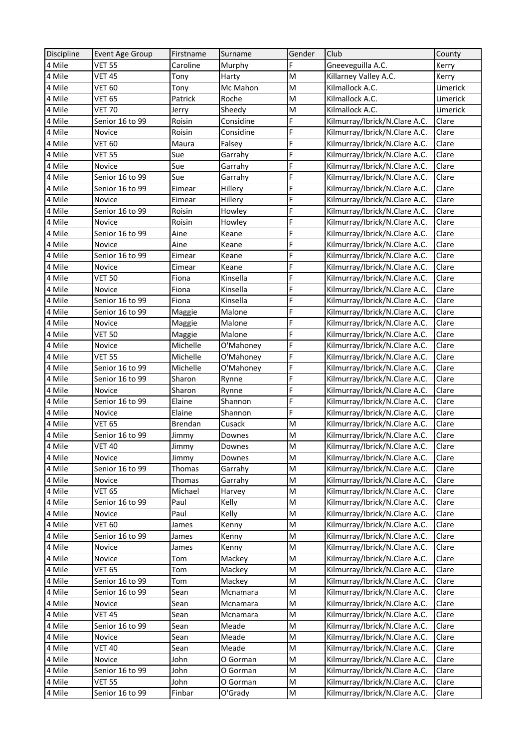| Discipline | Event Age Group | Firstname | Surname | Gender | Club | County |
|---|---|---|---|---|---|---|
| 4 Mile | VET 55 | Caroline | Murphy | F | Gneeveguilla A.C. | Kerry |
| 4 Mile | VET 45 | Tony | Harty | M | Killarney Valley A.C. | Kerry |
| 4 Mile | VET 60 | Tony | Mc Mahon | M | Kilmallock A.C. | Limerick |
| 4 Mile | VET 65 | Patrick | Roche | M | Kilmallock A.C. | Limerick |
| 4 Mile | VET 70 | Jerry | Sheedy | M | Kilmallock A.C. | Limerick |
| 4 Mile | Senior 16 to 99 | Roisin | Considine | F | Kilmurray/Ibrick/N.Clare A.C. | Clare |
| 4 Mile | Novice | Roisin | Considine | F | Kilmurray/Ibrick/N.Clare A.C. | Clare |
| 4 Mile | VET 60 | Maura | Falsey | F | Kilmurray/Ibrick/N.Clare A.C. | Clare |
| 4 Mile | VET 55 | Sue | Garrahy | F | Kilmurray/Ibrick/N.Clare A.C. | Clare |
| 4 Mile | Novice | Sue | Garrahy | F | Kilmurray/Ibrick/N.Clare A.C. | Clare |
| 4 Mile | Senior 16 to 99 | Sue | Garrahy | F | Kilmurray/Ibrick/N.Clare A.C. | Clare |
| 4 Mile | Senior 16 to 99 | Eimear | Hillery | F | Kilmurray/Ibrick/N.Clare A.C. | Clare |
| 4 Mile | Novice | Eimear | Hillery | F | Kilmurray/Ibrick/N.Clare A.C. | Clare |
| 4 Mile | Senior 16 to 99 | Roisin | Howley | F | Kilmurray/Ibrick/N.Clare A.C. | Clare |
| 4 Mile | Novice | Roisin | Howley | F | Kilmurray/Ibrick/N.Clare A.C. | Clare |
| 4 Mile | Senior 16 to 99 | Aine | Keane | F | Kilmurray/Ibrick/N.Clare A.C. | Clare |
| 4 Mile | Novice | Aine | Keane | F | Kilmurray/Ibrick/N.Clare A.C. | Clare |
| 4 Mile | Senior 16 to 99 | Eimear | Keane | F | Kilmurray/Ibrick/N.Clare A.C. | Clare |
| 4 Mile | Novice | Eimear | Keane | F | Kilmurray/Ibrick/N.Clare A.C. | Clare |
| 4 Mile | VET 50 | Fiona | Kinsella | F | Kilmurray/Ibrick/N.Clare A.C. | Clare |
| 4 Mile | Novice | Fiona | Kinsella | F | Kilmurray/Ibrick/N.Clare A.C. | Clare |
| 4 Mile | Senior 16 to 99 | Fiona | Kinsella | F | Kilmurray/Ibrick/N.Clare A.C. | Clare |
| 4 Mile | Senior 16 to 99 | Maggie | Malone | F | Kilmurray/Ibrick/N.Clare A.C. | Clare |
| 4 Mile | Novice | Maggie | Malone | F | Kilmurray/Ibrick/N.Clare A.C. | Clare |
| 4 Mile | VET 50 | Maggie | Malone | F | Kilmurray/Ibrick/N.Clare A.C. | Clare |
| 4 Mile | Novice | Michelle | O'Mahoney | F | Kilmurray/Ibrick/N.Clare A.C. | Clare |
| 4 Mile | VET 55 | Michelle | O'Mahoney | F | Kilmurray/Ibrick/N.Clare A.C. | Clare |
| 4 Mile | Senior 16 to 99 | Michelle | O'Mahoney | F | Kilmurray/Ibrick/N.Clare A.C. | Clare |
| 4 Mile | Senior 16 to 99 | Sharon | Rynne | F | Kilmurray/Ibrick/N.Clare A.C. | Clare |
| 4 Mile | Novice | Sharon | Rynne | F | Kilmurray/Ibrick/N.Clare A.C. | Clare |
| 4 Mile | Senior 16 to 99 | Elaine | Shannon | F | Kilmurray/Ibrick/N.Clare A.C. | Clare |
| 4 Mile | Novice | Elaine | Shannon | F | Kilmurray/Ibrick/N.Clare A.C. | Clare |
| 4 Mile | VET 65 | Brendan | Cusack | M | Kilmurray/Ibrick/N.Clare A.C. | Clare |
| 4 Mile | Senior 16 to 99 | Jimmy | Downes | M | Kilmurray/Ibrick/N.Clare A.C. | Clare |
| 4 Mile | VET 40 | Jimmy | Downes | M | Kilmurray/Ibrick/N.Clare A.C. | Clare |
| 4 Mile | Novice | Jimmy | Downes | M | Kilmurray/Ibrick/N.Clare A.C. | Clare |
| 4 Mile | Senior 16 to 99 | Thomas | Garrahy | M | Kilmurray/Ibrick/N.Clare A.C. | Clare |
| 4 Mile | Novice | Thomas | Garrahy | M | Kilmurray/Ibrick/N.Clare A.C. | Clare |
| 4 Mile | VET 65 | Michael | Harvey | M | Kilmurray/Ibrick/N.Clare A.C. | Clare |
| 4 Mile | Senior 16 to 99 | Paul | Kelly | M | Kilmurray/Ibrick/N.Clare A.C. | Clare |
| 4 Mile | Novice | Paul | Kelly | M | Kilmurray/Ibrick/N.Clare A.C. | Clare |
| 4 Mile | VET 60 | James | Kenny | M | Kilmurray/Ibrick/N.Clare A.C. | Clare |
| 4 Mile | Senior 16 to 99 | James | Kenny | M | Kilmurray/Ibrick/N.Clare A.C. | Clare |
| 4 Mile | Novice | James | Kenny | M | Kilmurray/Ibrick/N.Clare A.C. | Clare |
| 4 Mile | Novice | Tom | Mackey | M | Kilmurray/Ibrick/N.Clare A.C. | Clare |
| 4 Mile | VET 65 | Tom | Mackey | M | Kilmurray/Ibrick/N.Clare A.C. | Clare |
| 4 Mile | Senior 16 to 99 | Tom | Mackey | M | Kilmurray/Ibrick/N.Clare A.C. | Clare |
| 4 Mile | Senior 16 to 99 | Sean | Mcnamara | M | Kilmurray/Ibrick/N.Clare A.C. | Clare |
| 4 Mile | Novice | Sean | Mcnamara | M | Kilmurray/Ibrick/N.Clare A.C. | Clare |
| 4 Mile | VET 45 | Sean | Mcnamara | M | Kilmurray/Ibrick/N.Clare A.C. | Clare |
| 4 Mile | Senior 16 to 99 | Sean | Meade | M | Kilmurray/Ibrick/N.Clare A.C. | Clare |
| 4 Mile | Novice | Sean | Meade | M | Kilmurray/Ibrick/N.Clare A.C. | Clare |
| 4 Mile | VET 40 | Sean | Meade | M | Kilmurray/Ibrick/N.Clare A.C. | Clare |
| 4 Mile | Novice | John | O Gorman | M | Kilmurray/Ibrick/N.Clare A.C. | Clare |
| 4 Mile | Senior 16 to 99 | John | O Gorman | M | Kilmurray/Ibrick/N.Clare A.C. | Clare |
| 4 Mile | VET 55 | John | O Gorman | M | Kilmurray/Ibrick/N.Clare A.C. | Clare |
| 4 Mile | Senior 16 to 99 | Finbar | O'Grady | M | Kilmurray/Ibrick/N.Clare A.C. | Clare |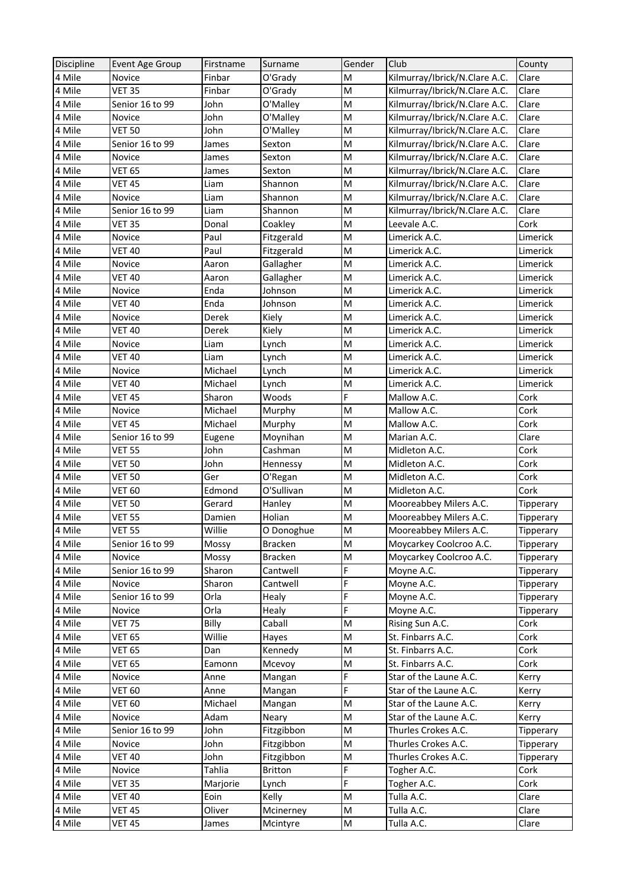| Discipline | Event Age Group | Firstname | Surname | Gender | Club | County |
|---|---|---|---|---|---|---|
| 4 Mile | Novice | Finbar | O'Grady | M | Kilmurray/Ibrick/N.Clare A.C. | Clare |
| 4 Mile | VET 35 | Finbar | O'Grady | M | Kilmurray/Ibrick/N.Clare A.C. | Clare |
| 4 Mile | Senior 16 to 99 | John | O'Malley | M | Kilmurray/Ibrick/N.Clare A.C. | Clare |
| 4 Mile | Novice | John | O'Malley | M | Kilmurray/Ibrick/N.Clare A.C. | Clare |
| 4 Mile | VET 50 | John | O'Malley | M | Kilmurray/Ibrick/N.Clare A.C. | Clare |
| 4 Mile | Senior 16 to 99 | James | Sexton | M | Kilmurray/Ibrick/N.Clare A.C. | Clare |
| 4 Mile | Novice | James | Sexton | M | Kilmurray/Ibrick/N.Clare A.C. | Clare |
| 4 Mile | VET 65 | James | Sexton | M | Kilmurray/Ibrick/N.Clare A.C. | Clare |
| 4 Mile | VET 45 | Liam | Shannon | M | Kilmurray/Ibrick/N.Clare A.C. | Clare |
| 4 Mile | Novice | Liam | Shannon | M | Kilmurray/Ibrick/N.Clare A.C. | Clare |
| 4 Mile | Senior 16 to 99 | Liam | Shannon | M | Kilmurray/Ibrick/N.Clare A.C. | Clare |
| 4 Mile | VET 35 | Donal | Coakley | M | Leevale A.C. | Cork |
| 4 Mile | Novice | Paul | Fitzgerald | M | Limerick A.C. | Limerick |
| 4 Mile | VET 40 | Paul | Fitzgerald | M | Limerick A.C. | Limerick |
| 4 Mile | Novice | Aaron | Gallagher | M | Limerick A.C. | Limerick |
| 4 Mile | VET 40 | Aaron | Gallagher | M | Limerick A.C. | Limerick |
| 4 Mile | Novice | Enda | Johnson | M | Limerick A.C. | Limerick |
| 4 Mile | VET 40 | Enda | Johnson | M | Limerick A.C. | Limerick |
| 4 Mile | Novice | Derek | Kiely | M | Limerick A.C. | Limerick |
| 4 Mile | VET 40 | Derek | Kiely | M | Limerick A.C. | Limerick |
| 4 Mile | Novice | Liam | Lynch | M | Limerick A.C. | Limerick |
| 4 Mile | VET 40 | Liam | Lynch | M | Limerick A.C. | Limerick |
| 4 Mile | Novice | Michael | Lynch | M | Limerick A.C. | Limerick |
| 4 Mile | VET 40 | Michael | Lynch | M | Limerick A.C. | Limerick |
| 4 Mile | VET 45 | Sharon | Woods | F | Mallow A.C. | Cork |
| 4 Mile | Novice | Michael | Murphy | M | Mallow A.C. | Cork |
| 4 Mile | VET 45 | Michael | Murphy | M | Mallow A.C. | Cork |
| 4 Mile | Senior 16 to 99 | Eugene | Moynihan | M | Marian A.C. | Clare |
| 4 Mile | VET 55 | John | Cashman | M | Midleton A.C. | Cork |
| 4 Mile | VET 50 | John | Hennessy | M | Midleton A.C. | Cork |
| 4 Mile | VET 50 | Ger | O'Regan | M | Midleton A.C. | Cork |
| 4 Mile | VET 60 | Edmond | O'Sullivan | M | Midleton A.C. | Cork |
| 4 Mile | VET 50 | Gerard | Hanley | M | Mooreabbey Milers A.C. | Tipperary |
| 4 Mile | VET 55 | Damien | Holian | M | Mooreabbey Milers A.C. | Tipperary |
| 4 Mile | VET 55 | Willie | O Donoghue | M | Mooreabbey Milers A.C. | Tipperary |
| 4 Mile | Senior 16 to 99 | Mossy | Bracken | M | Moycarkey Coolcroo A.C. | Tipperary |
| 4 Mile | Novice | Mossy | Bracken | M | Moycarkey Coolcroo A.C. | Tipperary |
| 4 Mile | Senior 16 to 99 | Sharon | Cantwell | F | Moyne A.C. | Tipperary |
| 4 Mile | Novice | Sharon | Cantwell | F | Moyne A.C. | Tipperary |
| 4 Mile | Senior 16 to 99 | Orla | Healy | F | Moyne A.C. | Tipperary |
| 4 Mile | Novice | Orla | Healy | F | Moyne A.C. | Tipperary |
| 4 Mile | VET 75 | Billy | Caball | M | Rising Sun A.C. | Cork |
| 4 Mile | VET 65 | Willie | Hayes | M | St. Finbarrs A.C. | Cork |
| 4 Mile | VET 65 | Dan | Kennedy | M | St. Finbarrs A.C. | Cork |
| 4 Mile | VET 65 | Eamonn | Mcevoy | M | St. Finbarrs A.C. | Cork |
| 4 Mile | Novice | Anne | Mangan | F | Star of the Laune A.C. | Kerry |
| 4 Mile | VET 60 | Anne | Mangan | F | Star of the Laune A.C. | Kerry |
| 4 Mile | VET 60 | Michael | Mangan | M | Star of the Laune A.C. | Kerry |
| 4 Mile | Novice | Adam | Neary | M | Star of the Laune A.C. | Kerry |
| 4 Mile | Senior 16 to 99 | John | Fitzgibbon | M | Thurles Crokes A.C. | Tipperary |
| 4 Mile | Novice | John | Fitzgibbon | M | Thurles Crokes A.C. | Tipperary |
| 4 Mile | VET 40 | John | Fitzgibbon | M | Thurles Crokes A.C. | Tipperary |
| 4 Mile | Novice | Tahlia | Britton | F | Togher A.C. | Cork |
| 4 Mile | VET 35 | Marjorie | Lynch | F | Togher A.C. | Cork |
| 4 Mile | VET 40 | Eoin | Kelly | M | Tulla A.C. | Clare |
| 4 Mile | VET 45 | Oliver | Mcinerney | M | Tulla A.C. | Clare |
| 4 Mile | VET 45 | James | Mcintyre | M | Tulla A.C. | Clare |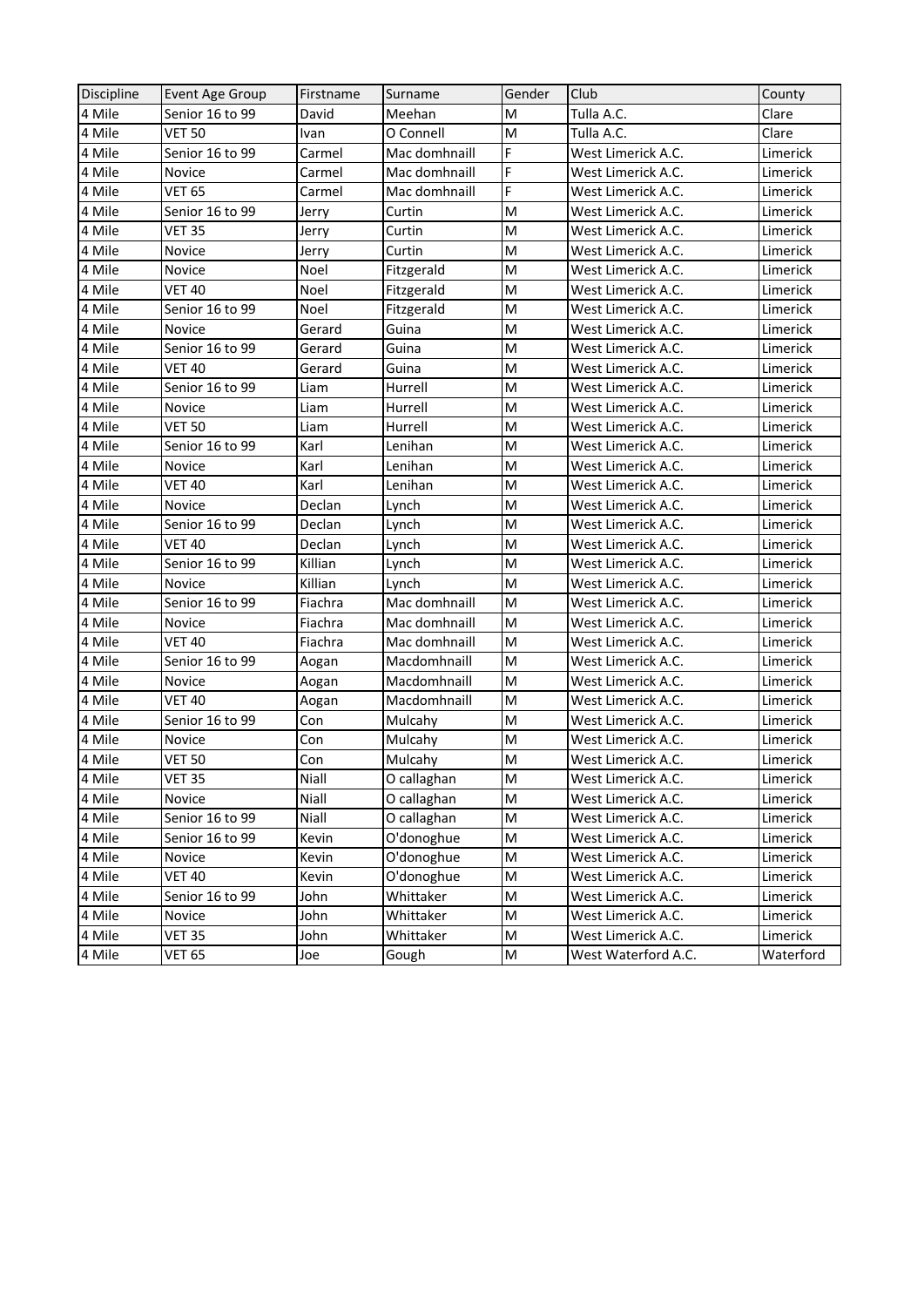| Discipline | Event Age Group | Firstname | Surname | Gender | Club | County |
|---|---|---|---|---|---|---|
| 4 Mile | Senior 16 to 99 | David | Meehan | M | Tulla A.C. | Clare |
| 4 Mile | VET 50 | Ivan | O Connell | M | Tulla A.C. | Clare |
| 4 Mile | Senior 16 to 99 | Carmel | Mac domhnaill | F | West Limerick A.C. | Limerick |
| 4 Mile | Novice | Carmel | Mac domhnaill | F | West Limerick A.C. | Limerick |
| 4 Mile | VET 65 | Carmel | Mac domhnaill | F | West Limerick A.C. | Limerick |
| 4 Mile | Senior 16 to 99 | Jerry | Curtin | M | West Limerick A.C. | Limerick |
| 4 Mile | VET 35 | Jerry | Curtin | M | West Limerick A.C. | Limerick |
| 4 Mile | Novice | Jerry | Curtin | M | West Limerick A.C. | Limerick |
| 4 Mile | Novice | Noel | Fitzgerald | M | West Limerick A.C. | Limerick |
| 4 Mile | VET 40 | Noel | Fitzgerald | M | West Limerick A.C. | Limerick |
| 4 Mile | Senior 16 to 99 | Noel | Fitzgerald | M | West Limerick A.C. | Limerick |
| 4 Mile | Novice | Gerard | Guina | M | West Limerick A.C. | Limerick |
| 4 Mile | Senior 16 to 99 | Gerard | Guina | M | West Limerick A.C. | Limerick |
| 4 Mile | VET 40 | Gerard | Guina | M | West Limerick A.C. | Limerick |
| 4 Mile | Senior 16 to 99 | Liam | Hurrell | M | West Limerick A.C. | Limerick |
| 4 Mile | Novice | Liam | Hurrell | M | West Limerick A.C. | Limerick |
| 4 Mile | VET 50 | Liam | Hurrell | M | West Limerick A.C. | Limerick |
| 4 Mile | Senior 16 to 99 | Karl | Lenihan | M | West Limerick A.C. | Limerick |
| 4 Mile | Novice | Karl | Lenihan | M | West Limerick A.C. | Limerick |
| 4 Mile | VET 40 | Karl | Lenihan | M | West Limerick A.C. | Limerick |
| 4 Mile | Novice | Declan | Lynch | M | West Limerick A.C. | Limerick |
| 4 Mile | Senior 16 to 99 | Declan | Lynch | M | West Limerick A.C. | Limerick |
| 4 Mile | VET 40 | Declan | Lynch | M | West Limerick A.C. | Limerick |
| 4 Mile | Senior 16 to 99 | Killian | Lynch | M | West Limerick A.C. | Limerick |
| 4 Mile | Novice | Killian | Lynch | M | West Limerick A.C. | Limerick |
| 4 Mile | Senior 16 to 99 | Fiachra | Mac domhnaill | M | West Limerick A.C. | Limerick |
| 4 Mile | Novice | Fiachra | Mac domhnaill | M | West Limerick A.C. | Limerick |
| 4 Mile | VET 40 | Fiachra | Mac domhnaill | M | West Limerick A.C. | Limerick |
| 4 Mile | Senior 16 to 99 | Aogan | Macdomhnaill | M | West Limerick A.C. | Limerick |
| 4 Mile | Novice | Aogan | Macdomhnaill | M | West Limerick A.C. | Limerick |
| 4 Mile | VET 40 | Aogan | Macdomhnaill | M | West Limerick A.C. | Limerick |
| 4 Mile | Senior 16 to 99 | Con | Mulcahy | M | West Limerick A.C. | Limerick |
| 4 Mile | Novice | Con | Mulcahy | M | West Limerick A.C. | Limerick |
| 4 Mile | VET 50 | Con | Mulcahy | M | West Limerick A.C. | Limerick |
| 4 Mile | VET 35 | Niall | O callaghan | M | West Limerick A.C. | Limerick |
| 4 Mile | Novice | Niall | O callaghan | M | West Limerick A.C. | Limerick |
| 4 Mile | Senior 16 to 99 | Niall | O callaghan | M | West Limerick A.C. | Limerick |
| 4 Mile | Senior 16 to 99 | Kevin | O'donoghue | M | West Limerick A.C. | Limerick |
| 4 Mile | Novice | Kevin | O'donoghue | M | West Limerick A.C. | Limerick |
| 4 Mile | VET 40 | Kevin | O'donoghue | M | West Limerick A.C. | Limerick |
| 4 Mile | Senior 16 to 99 | John | Whittaker | M | West Limerick A.C. | Limerick |
| 4 Mile | Novice | John | Whittaker | M | West Limerick A.C. | Limerick |
| 4 Mile | VET 35 | John | Whittaker | M | West Limerick A.C. | Limerick |
| 4 Mile | VET 65 | Joe | Gough | M | West Waterford A.C. | Waterford |